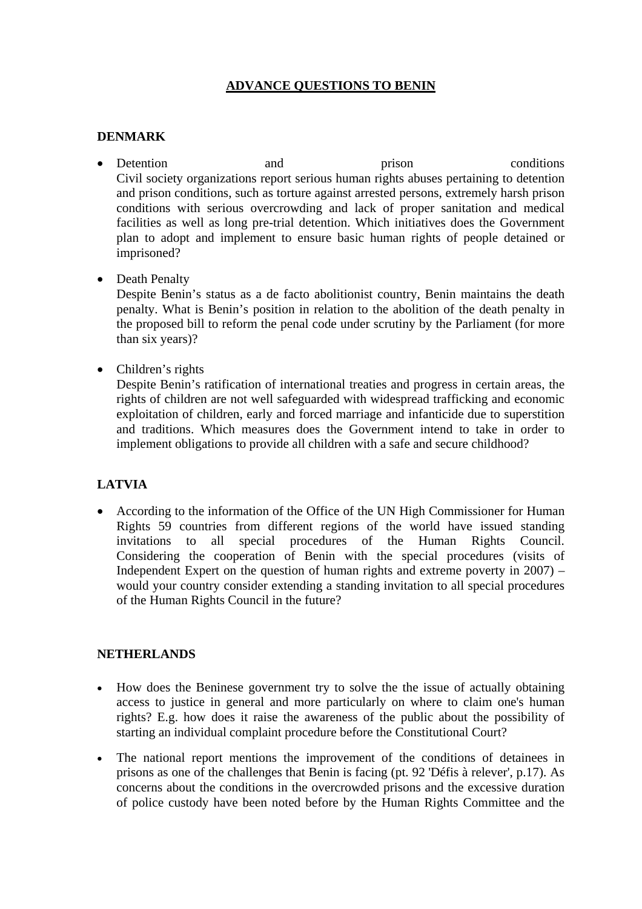# ADVANCE QUESTIONS TO BENIN

## DENMARK

- Detention and prison conditions
  Civil society organizations report serious human rights abuses pertaining to detention and prison conditions, such as torture against arrested persons, extremely harsh prison conditions with serious overcrowding and lack of proper sanitation and medical facilities as well as long pre-trial detention. Which initiatives does the Government plan to adopt and implement to ensure basic human rights of people detained or imprisoned?

- Death Penalty
  Despite Benin's status as a de facto abolitionist country, Benin maintains the death penalty. What is Benin's position in relation to the abolition of the death penalty in the proposed bill to reform the penal code under scrutiny by the Parliament (for more than six years)?

- Children's rights
  Despite Benin's ratification of international treaties and progress in certain areas, the rights of children are not well safeguarded with widespread trafficking and economic exploitation of children, early and forced marriage and infanticide due to superstition and traditions. Which measures does the Government intend to take in order to implement obligations to provide all children with a safe and secure childhood?

## LATVIA

- According to the information of the Office of the UN High Commissioner for Human Rights 59 countries from different regions of the world have issued standing invitations to all special procedures of the Human Rights Council. Considering the cooperation of Benin with the special procedures (visits of Independent Expert on the question of human rights and extreme poverty in 2007) – would your country consider extending a standing invitation to all special procedures of the Human Rights Council in the future?

## NETHERLANDS

- How does the Beninese government try to solve the the issue of actually obtaining access to justice in general and more particularly on where to claim one's human rights? E.g. how does it raise the awareness of the public about the possibility of starting an individual complaint procedure before the Constitutional Court?

- The national report mentions the improvement of the conditions of detainees in prisons as one of the challenges that Benin is facing (pt. 92 'Défis à relever', p.17). As concerns about the conditions in the overcrowded prisons and the excessive duration of police custody have been noted before by the Human Rights Committee and the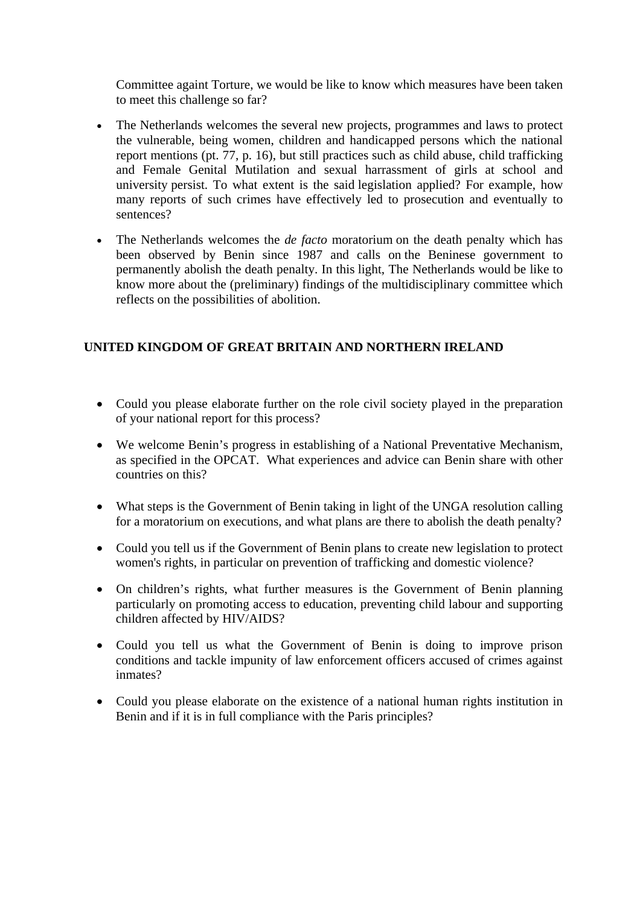Committee againt Torture, we would be like to know which measures have been taken to meet this challenge so far?

- The Netherlands welcomes the several new projects, programmes and laws to protect the vulnerable, being women, children and handicapped persons which the national report mentions (pt. 77, p. 16), but still practices such as child abuse, child trafficking and Female Genital Mutilation and sexual harrassment of girls at school and university persist. To what extent is the said legislation applied? For example, how many reports of such crimes have effectively led to prosecution and eventually to sentences?

- The Netherlands welcomes the *de facto* moratorium on the death penalty which has been observed by Benin since 1987 and calls on the Beninese government to permanently abolish the death penalty. In this light, The Netherlands would be like to know more about the (preliminary) findings of the multidisciplinary committee which reflects on the possibilities of abolition.

**UNITED KINGDOM OF GREAT BRITAIN AND NORTHERN IRELAND**

- Could you please elaborate further on the role civil society played in the preparation of your national report for this process?

- We welcome Benin's progress in establishing of a National Preventative Mechanism, as specified in the OPCAT. What experiences and advice can Benin share with other countries on this?

- What steps is the Government of Benin taking in light of the UNGA resolution calling for a moratorium on executions, and what plans are there to abolish the death penalty?

- Could you tell us if the Government of Benin plans to create new legislation to protect women's rights, in particular on prevention of trafficking and domestic violence?

- On children's rights, what further measures is the Government of Benin planning particularly on promoting access to education, preventing child labour and supporting children affected by HIV/AIDS?

- Could you tell us what the Government of Benin is doing to improve prison conditions and tackle impunity of law enforcement officers accused of crimes against inmates?

- Could you please elaborate on the existence of a national human rights institution in Benin and if it is in full compliance with the Paris principles?